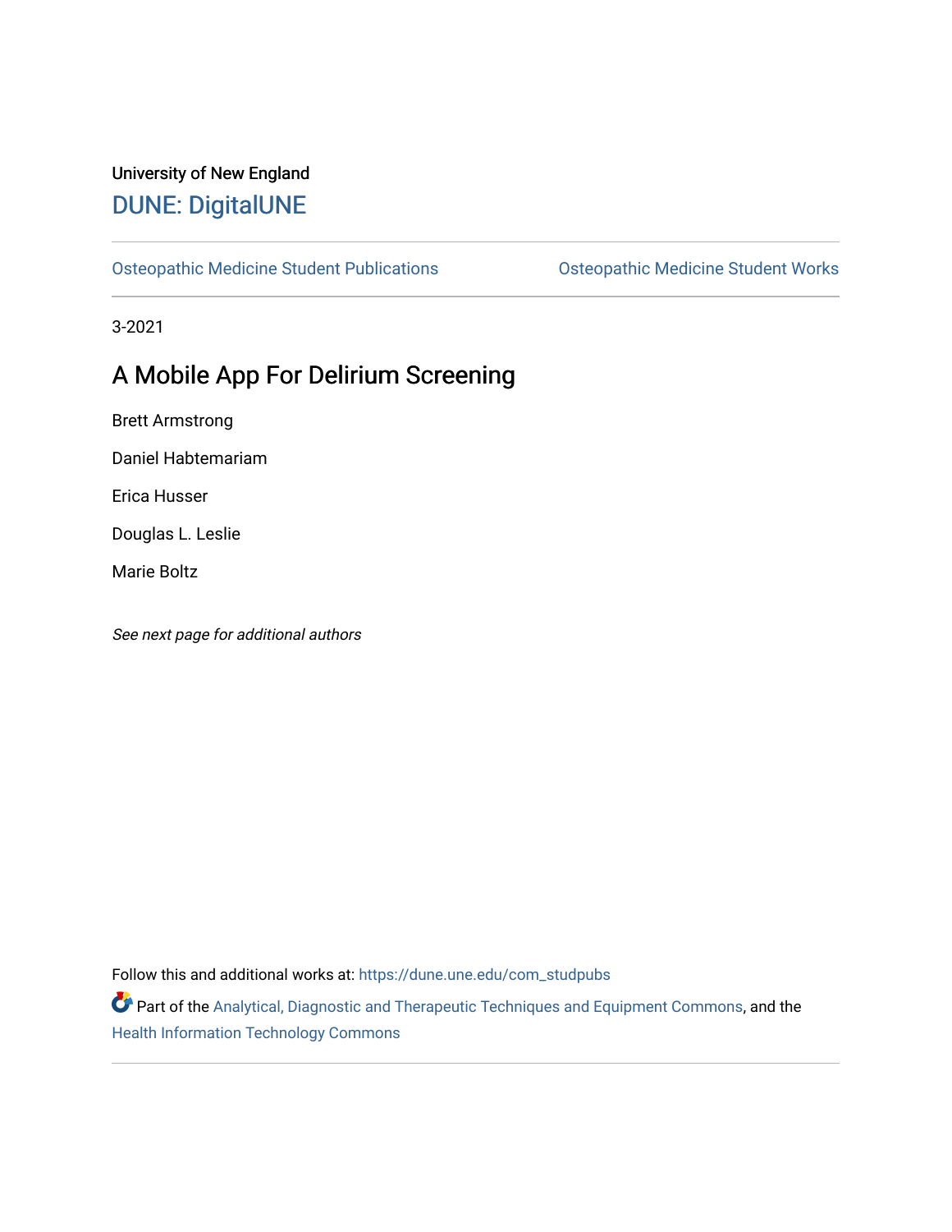University of New England

DUNE: DigitalUNE

Osteopathic Medicine Student Publications | Osteopathic Medicine Student Works

3-2021

# A Mobile App For Delirium Screening

Brett Armstrong

Daniel Habtemariam

Erica Husser

Douglas L. Leslie

Marie Boltz

*See next page for additional authors*

Follow this and additional works at: https://dune.une.edu/com_studpubs

Part of the Analytical, Diagnostic and Therapeutic Techniques and Equipment Commons, and the Health Information Technology Commons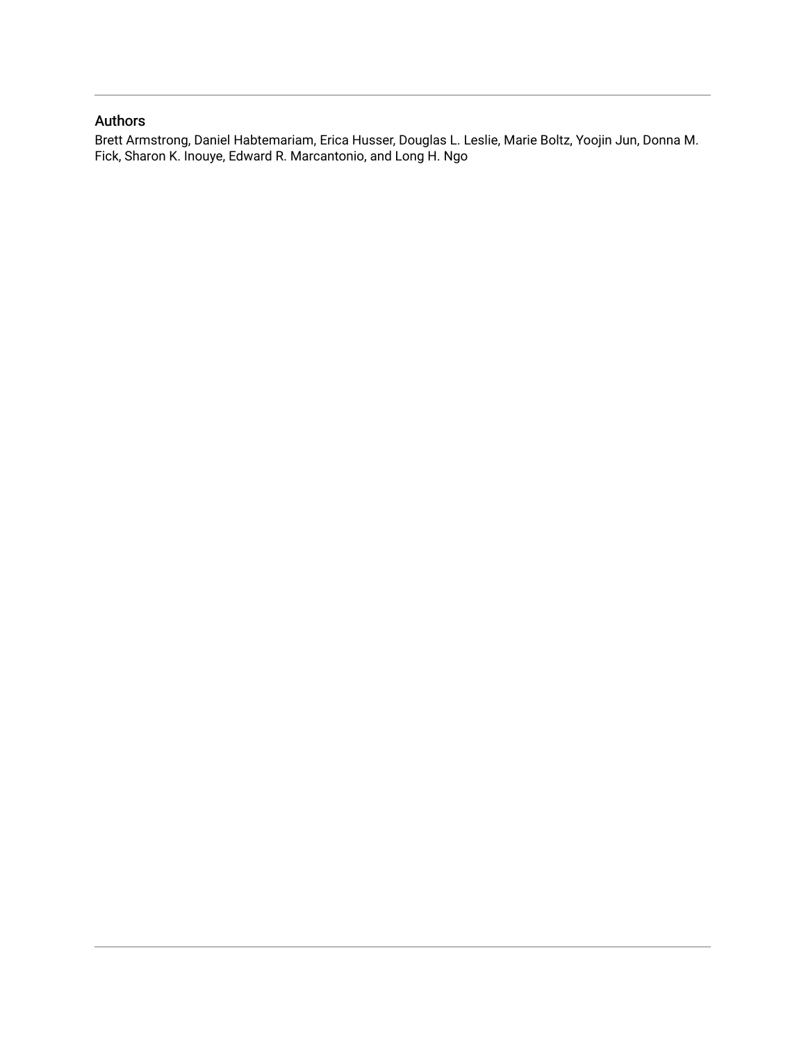## Authors

Brett Armstrong, Daniel Habtemariam, Erica Husser, Douglas L. Leslie, Marie Boltz, Yoojin Jun, Donna M. Fick, Sharon K. Inouye, Edward R. Marcantonio, and Long H. Ngo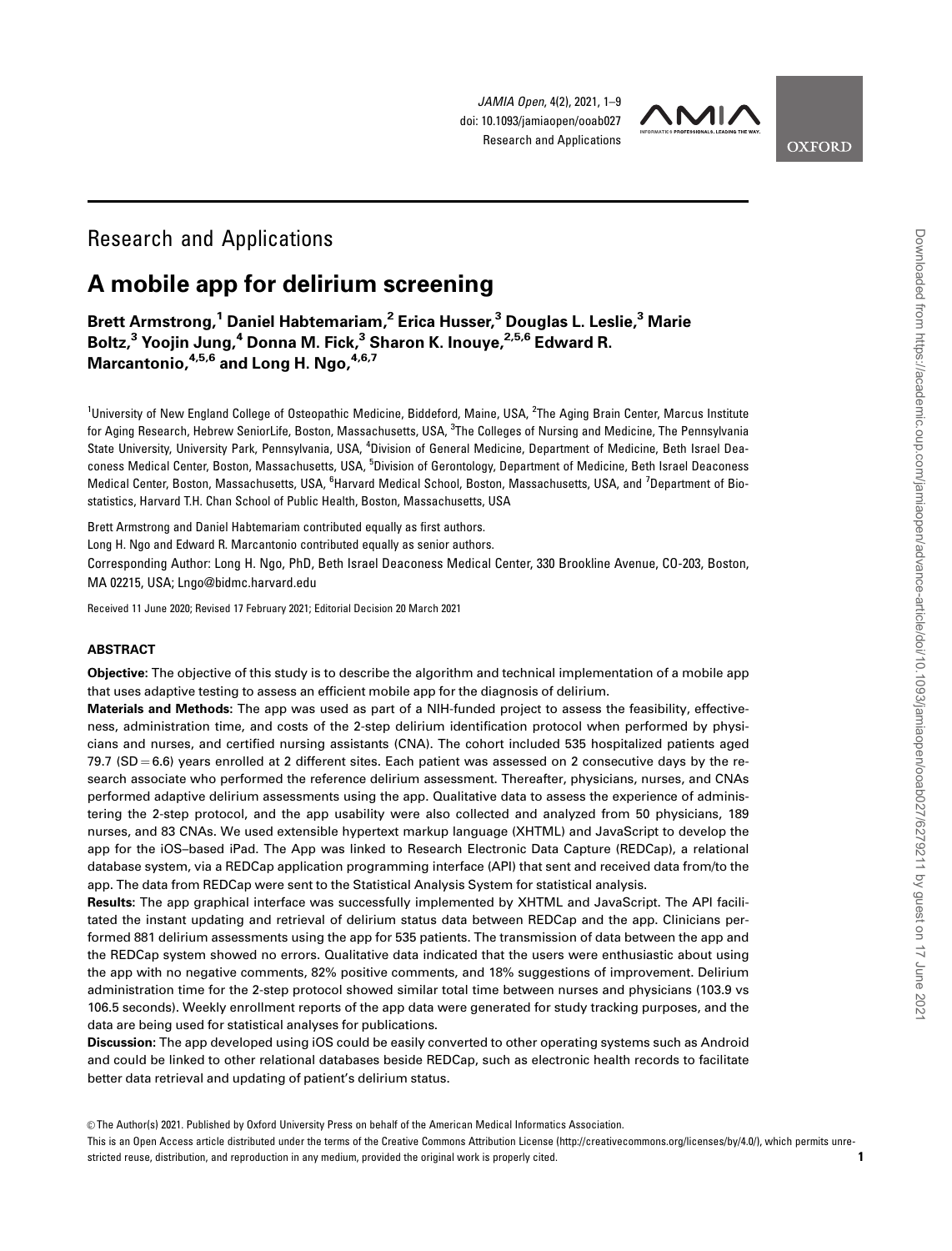# Research and Applications

# A mobile app for delirium screening

**Brett Armstrong,[1] Daniel Habtemariam,[2] Erica Husser,[3] Douglas L. Leslie,[3] Marie Boltz,[3] Yoojin Jung,[4] Donna M. Fick,[3] Sharon K. Inouye,[2,5,6] Edward R. Marcantonio,[4,5,6] and Long H. Ngo,[4,6,7]**

[1]University of New England College of Osteopathic Medicine, Biddeford, Maine, USA, [2]The Aging Brain Center, Marcus Institute for Aging Research, Hebrew SeniorLife, Boston, Massachusetts, USA, [3]The Colleges of Nursing and Medicine, The Pennsylvania State University, University Park, Pennsylvania, USA, [4]Division of General Medicine, Department of Medicine, Beth Israel Deaconess Medical Center, Boston, Massachusetts, USA, [5]Division of Gerontology, Department of Medicine, Beth Israel Deaconess Medical Center, Boston, Massachusetts, USA, [6]Harvard Medical School, Boston, Massachusetts, USA, and [7]Department of Biostatistics, Harvard T.H. Chan School of Public Health, Boston, Massachusetts, USA

Brett Armstrong and Daniel Habtemariam contributed equally as first authors.

Long H. Ngo and Edward R. Marcantonio contributed equally as senior authors.

Corresponding Author: Long H. Ngo, PhD, Beth Israel Deaconess Medical Center, 330 Brookline Avenue, CO-203, Boston, MA 02215, USA; Lngo@bidmc.harvard.edu

Received 11 June 2020; Revised 17 February 2021; Editorial Decision 20 March 2021

## ABSTRACT

**Objective:** The objective of this study is to describe the algorithm and technical implementation of a mobile app that uses adaptive testing to assess an efficient mobile app for the diagnosis of delirium.

**Materials and Methods:** The app was used as part of a NIH-funded project to assess the feasibility, effectiveness, administration time, and costs of the 2-step delirium identification protocol when performed by physicians and nurses, and certified nursing assistants (CNA). The cohort included 535 hospitalized patients aged 79.7 (SD = 6.6) years enrolled at 2 different sites. Each patient was assessed on 2 consecutive days by the research associate who performed the reference delirium assessment. Thereafter, physicians, nurses, and CNAs performed adaptive delirium assessments using the app. Qualitative data to assess the experience of administering the 2-step protocol, and the app usability were also collected and analyzed from 50 physicians, 189 nurses, and 83 CNAs. We used extensible hypertext markup language (XHTML) and JavaScript to develop the app for the iOS–based iPad. The App was linked to Research Electronic Data Capture (REDCap), a relational database system, via a REDCap application programming interface (API) that sent and received data from/to the app. The data from REDCap were sent to the Statistical Analysis System for statistical analysis.

**Results:** The app graphical interface was successfully implemented by XHTML and JavaScript. The API facilitated the instant updating and retrieval of delirium status data between REDCap and the app. Clinicians performed 881 delirium assessments using the app for 535 patients. The transmission of data between the app and the REDCap system showed no errors. Qualitative data indicated that the users were enthusiastic about using the app with no negative comments, 82% positive comments, and 18% suggestions of improvement. Delirium administration time for the 2-step protocol showed similar total time between nurses and physicians (103.9 vs 106.5 seconds). Weekly enrollment reports of the app data were generated for study tracking purposes, and the data are being used for statistical analyses for publications.

**Discussion:** The app developed using iOS could be easily converted to other operating systems such as Android and could be linked to other relational databases beside REDCap, such as electronic health records to facilitate better data retrieval and updating of patient's delirium status.

© The Author(s) 2021. Published by Oxford University Press on behalf of the American Medical Informatics Association.

This is an Open Access article distributed under the terms of the Creative Commons Attribution License (http://creativecommons.org/licenses/by/4.0/), which permits unrestricted reuse, distribution, and reproduction in any medium, provided the original work is properly cited.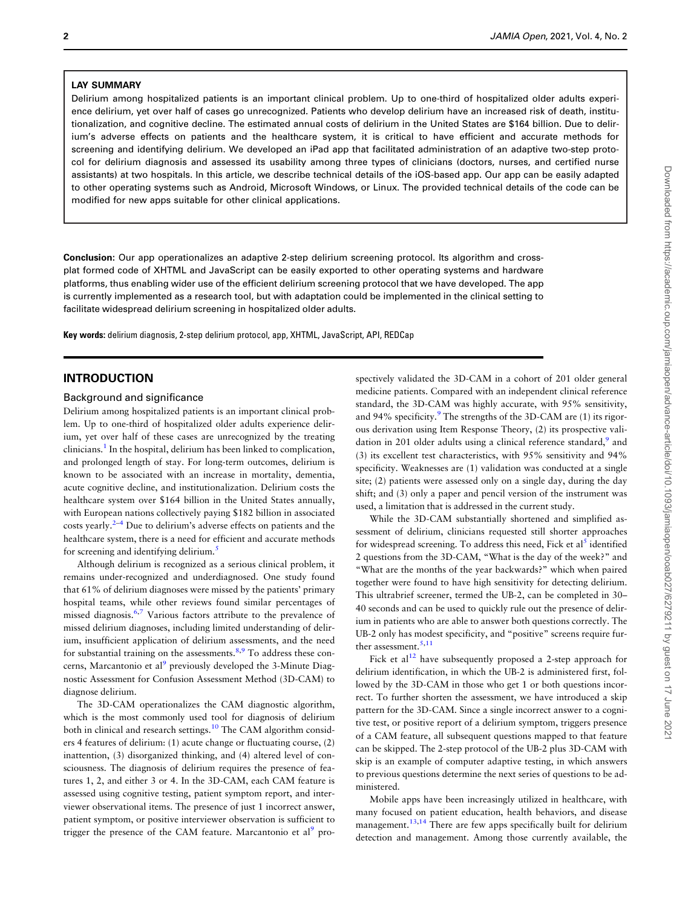**LAY SUMMARY**

Delirium among hospitalized patients is an important clinical problem. Up to one-third of hospitalized older adults experience delirium, yet over half of cases go unrecognized. Patients who develop delirium have an increased risk of death, institutionalization, and cognitive decline. The estimated annual costs of delirium in the United States are $164 billion. Due to delirium's adverse effects on patients and the healthcare system, it is critical to have efficient and accurate methods for screening and identifying delirium. We developed an iPad app that facilitated administration of an adaptive two-step protocol for delirium diagnosis and assessed its usability among three types of clinicians (doctors, nurses, and certified nurse assistants) at two hospitals. In this article, we describe technical details of the iOS-based app. Our app can be easily adapted to other operating systems such as Android, Microsoft Windows, or Linux. The provided technical details of the code can be modified for new apps suitable for other clinical applications.

**Conclusion**: Our app operationalizes an adaptive 2-step delirium screening protocol. Its algorithm and cross-plat formed code of XHTML and JavaScript can be easily exported to other operating systems and hardware platforms, thus enabling wider use of the efficient delirium screening protocol that we have developed. The app is currently implemented as a research tool, but with adaptation could be implemented in the clinical setting to facilitate widespread delirium screening in hospitalized older adults.

**Key words:** delirium diagnosis, 2-step delirium protocol, app, XHTML, JavaScript, API, REDCap

## INTRODUCTION

### Background and significance

Delirium among hospitalized patients is an important clinical problem. Up to one-third of hospitalized older adults experience delirium, yet over half of these cases are unrecognized by the treating clinicians.[1] In the hospital, delirium has been linked to complication, and prolonged length of stay. For long-term outcomes, delirium is known to be associated with an increase in mortality, dementia, acute cognitive decline, and institutionalization. Delirium costs the healthcare system over $164 billion in the United States annually, with European nations collectively paying $182 billion in associated costs yearly.[2–4] Due to delirium's adverse effects on patients and the healthcare system, there is a need for efficient and accurate methods for screening and identifying delirium.[5]

Although delirium is recognized as a serious clinical problem, it remains under-recognized and underdiagnosed. One study found that 61% of delirium diagnoses were missed by the patients' primary hospital teams, while other reviews found similar percentages of missed diagnosis.[6,7] Various factors attribute to the prevalence of missed delirium diagnoses, including limited understanding of delirium, insufficient application of delirium assessments, and the need for substantial training on the assessments.[8,9] To address these concerns, Marcantonio et al[9] previously developed the 3-Minute Diagnostic Assessment for Confusion Assessment Method (3D-CAM) to diagnose delirium.

The 3D-CAM operationalizes the CAM diagnostic algorithm, which is the most commonly used tool for diagnosis of delirium both in clinical and research settings.[10] The CAM algorithm considers 4 features of delirium: (1) acute change or fluctuating course, (2) inattention, (3) disorganized thinking, and (4) altered level of consciousness. The diagnosis of delirium requires the presence of features 1, 2, and either 3 or 4. In the 3D-CAM, each CAM feature is assessed using cognitive testing, patient symptom report, and interviewer observational items. The presence of just 1 incorrect answer, patient symptom, or positive interviewer observation is sufficient to trigger the presence of the CAM feature. Marcantonio et al[9] prospectively validated the 3D-CAM in a cohort of 201 older general medicine patients. Compared with an independent clinical reference standard, the 3D-CAM was highly accurate, with 95% sensitivity, and 94% specificity.[9] The strengths of the 3D-CAM are (1) its rigorous derivation using Item Response Theory, (2) its prospective validation in 201 older adults using a clinical reference standard,[9] and (3) its excellent test characteristics, with 95% sensitivity and 94% specificity. Weaknesses are (1) validation was conducted at a single site; (2) patients were assessed only on a single day, during the day shift; and (3) only a paper and pencil version of the instrument was used, a limitation that is addressed in the current study.

While the 3D-CAM substantially shortened and simplified assessment of delirium, clinicians requested still shorter approaches for widespread screening. To address this need, Fick et al[5] identified 2 questions from the 3D-CAM, "What is the day of the week?" and "What are the months of the year backwards?" which when paired together were found to have high sensitivity for detecting delirium. This ultrabrief screener, termed the UB-2, can be completed in 30–40 seconds and can be used to quickly rule out the presence of delirium in patients who are able to answer both questions correctly. The UB-2 only has modest specificity, and "positive" screens require further assessment.[5,11]

Fick et al[12] have subsequently proposed a 2-step approach for delirium identification, in which the UB-2 is administered first, followed by the 3D-CAM in those who get 1 or both questions incorrect. To further shorten the assessment, we have introduced a skip pattern for the 3D-CAM. Since a single incorrect answer to a cognitive test, or positive report of a delirium symptom, triggers presence of a CAM feature, all subsequent questions mapped to that feature can be skipped. The 2-step protocol of the UB-2 plus 3D-CAM with skip is an example of computer adaptive testing, in which answers to previous questions determine the next series of questions to be administered.

Mobile apps have been increasingly utilized in healthcare, with many focused on patient education, health behaviors, and disease management.[13,14] There are few apps specifically built for delirium detection and management. Among those currently available, the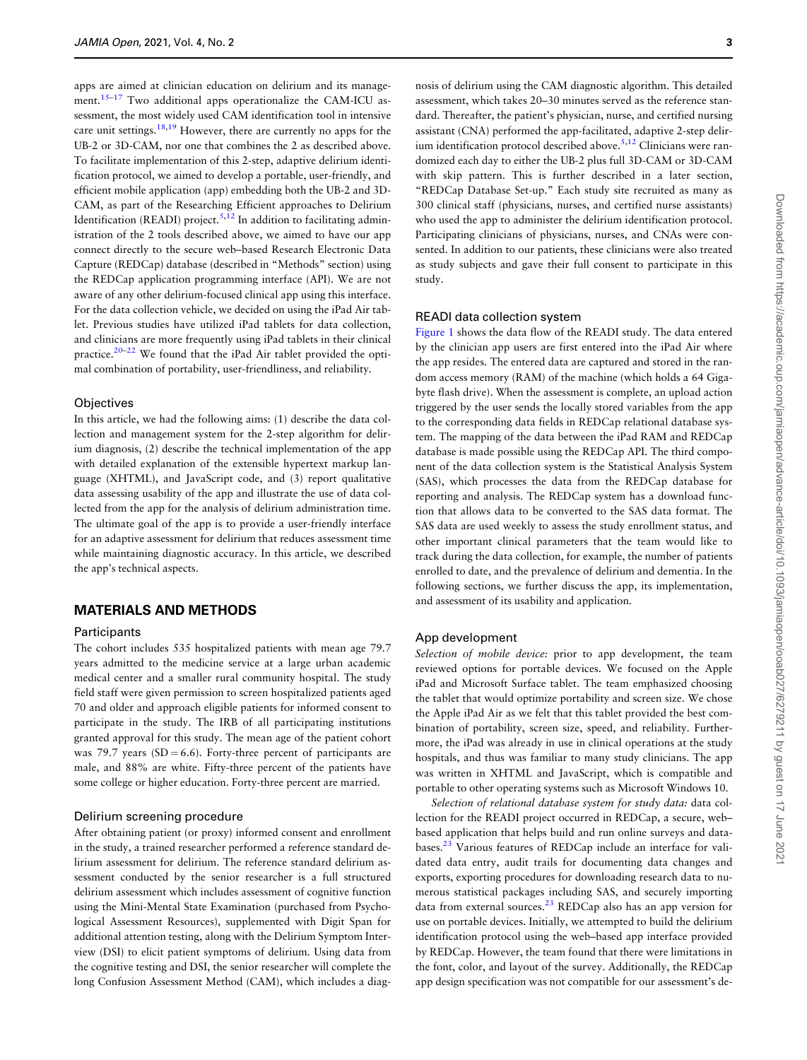apps are aimed at clinician education on delirium and its management.[15–17] Two additional apps operationalize the CAM-ICU assessment, the most widely used CAM identification tool in intensive care unit settings.[18,19] However, there are currently no apps for the UB-2 or 3D-CAM, nor one that combines the 2 as described above. To facilitate implementation of this 2-step, adaptive delirium identification protocol, we aimed to develop a portable, user-friendly, and efficient mobile application (app) embedding both the UB-2 and 3D-CAM, as part of the Researching Efficient approaches to Delirium Identification (READI) project.[5,12] In addition to facilitating administration of the 2 tools described above, we aimed to have our app connect directly to the secure web–based Research Electronic Data Capture (REDCap) database (described in "Methods" section) using the REDCap application programming interface (API). We are not aware of any other delirium-focused clinical app using this interface. For the data collection vehicle, we decided on using the iPad Air tablet. Previous studies have utilized iPad tablets for data collection, and clinicians are more frequently using iPad tablets in their clinical practice.[20–22] We found that the iPad Air tablet provided the optimal combination of portability, user-friendliness, and reliability.

### Objectives

In this article, we had the following aims: (1) describe the data collection and management system for the 2-step algorithm for delirium diagnosis, (2) describe the technical implementation of the app with detailed explanation of the extensible hypertext markup language (XHTML), and JavaScript code, and (3) report qualitative data assessing usability of the app and illustrate the use of data collected from the app for the analysis of delirium administration time. The ultimate goal of the app is to provide a user-friendly interface for an adaptive assessment for delirium that reduces assessment time while maintaining diagnostic accuracy. In this article, we described the app's technical aspects.

## MATERIALS AND METHODS

### Participants

The cohort includes 535 hospitalized patients with mean age 79.7 years admitted to the medicine service at a large urban academic medical center and a smaller rural community hospital. The study field staff were given permission to screen hospitalized patients aged 70 and older and approach eligible patients for informed consent to participate in the study. The IRB of all participating institutions granted approval for this study. The mean age of the patient cohort was 79.7 years (SD = 6.6). Forty-three percent of participants are male, and 88% are white. Fifty-three percent of the patients have some college or higher education. Forty-three percent are married.

### Delirium screening procedure

After obtaining patient (or proxy) informed consent and enrollment in the study, a trained researcher performed a reference standard delirium assessment for delirium. The reference standard delirium assessment conducted by the senior researcher is a full structured delirium assessment which includes assessment of cognitive function using the Mini-Mental State Examination (purchased from Psychological Assessment Resources), supplemented with Digit Span for additional attention testing, along with the Delirium Symptom Interview (DSI) to elicit patient symptoms of delirium. Using data from the cognitive testing and DSI, the senior researcher will complete the long Confusion Assessment Method (CAM), which includes a diagnosis of delirium using the CAM diagnostic algorithm. This detailed assessment, which takes 20–30 minutes served as the reference standard. Thereafter, the patient's physician, nurse, and certified nursing assistant (CNA) performed the app-facilitated, adaptive 2-step delirium identification protocol described above.[5,12] Clinicians were randomized each day to either the UB-2 plus full 3D-CAM or 3D-CAM with skip pattern. This is further described in a later section, "REDCap Database Set-up." Each study site recruited as many as 300 clinical staff (physicians, nurses, and certified nurse assistants) who used the app to administer the delirium identification protocol. Participating clinicians of physicians, nurses, and CNAs were consented. In addition to our patients, these clinicians were also treated as study subjects and gave their full consent to participate in this study.

### READI data collection system

Figure 1 shows the data flow of the READI study. The data entered by the clinician app users are first entered into the iPad Air where the app resides. The entered data are captured and stored in the random access memory (RAM) of the machine (which holds a 64 Gigabyte flash drive). When the assessment is complete, an upload action triggered by the user sends the locally stored variables from the app to the corresponding data fields in REDCap relational database system. The mapping of the data between the iPad RAM and REDCap database is made possible using the REDCap API. The third component of the data collection system is the Statistical Analysis System (SAS), which processes the data from the REDCap database for reporting and analysis. The REDCap system has a download function that allows data to be converted to the SAS data format. The SAS data are used weekly to assess the study enrollment status, and other important clinical parameters that the team would like to track during the data collection, for example, the number of patients enrolled to date, and the prevalence of delirium and dementia. In the following sections, we further discuss the app, its implementation, and assessment of its usability and application.

### App development

*Selection of mobile device:* prior to app development, the team reviewed options for portable devices. We focused on the Apple iPad and Microsoft Surface tablet. The team emphasized choosing the tablet that would optimize portability and screen size. We chose the Apple iPad Air as we felt that this tablet provided the best combination of portability, screen size, speed, and reliability. Furthermore, the iPad was already in use in clinical operations at the study hospitals, and thus was familiar to many study clinicians. The app was written in XHTML and JavaScript, which is compatible and portable to other operating systems such as Microsoft Windows 10.

*Selection of relational database system for study data:* data collection for the READI project occurred in REDCap, a secure, web–based application that helps build and run online surveys and databases.[23] Various features of REDCap include an interface for validated data entry, audit trails for documenting data changes and exports, exporting procedures for downloading research data to numerous statistical packages including SAS, and securely importing data from external sources.[23] REDCap also has an app version for use on portable devices. Initially, we attempted to build the delirium identification protocol using the web–based app interface provided by REDCap. However, the team found that there were limitations in the font, color, and layout of the survey. Additionally, the REDCap app design specification was not compatible for our assessment's de-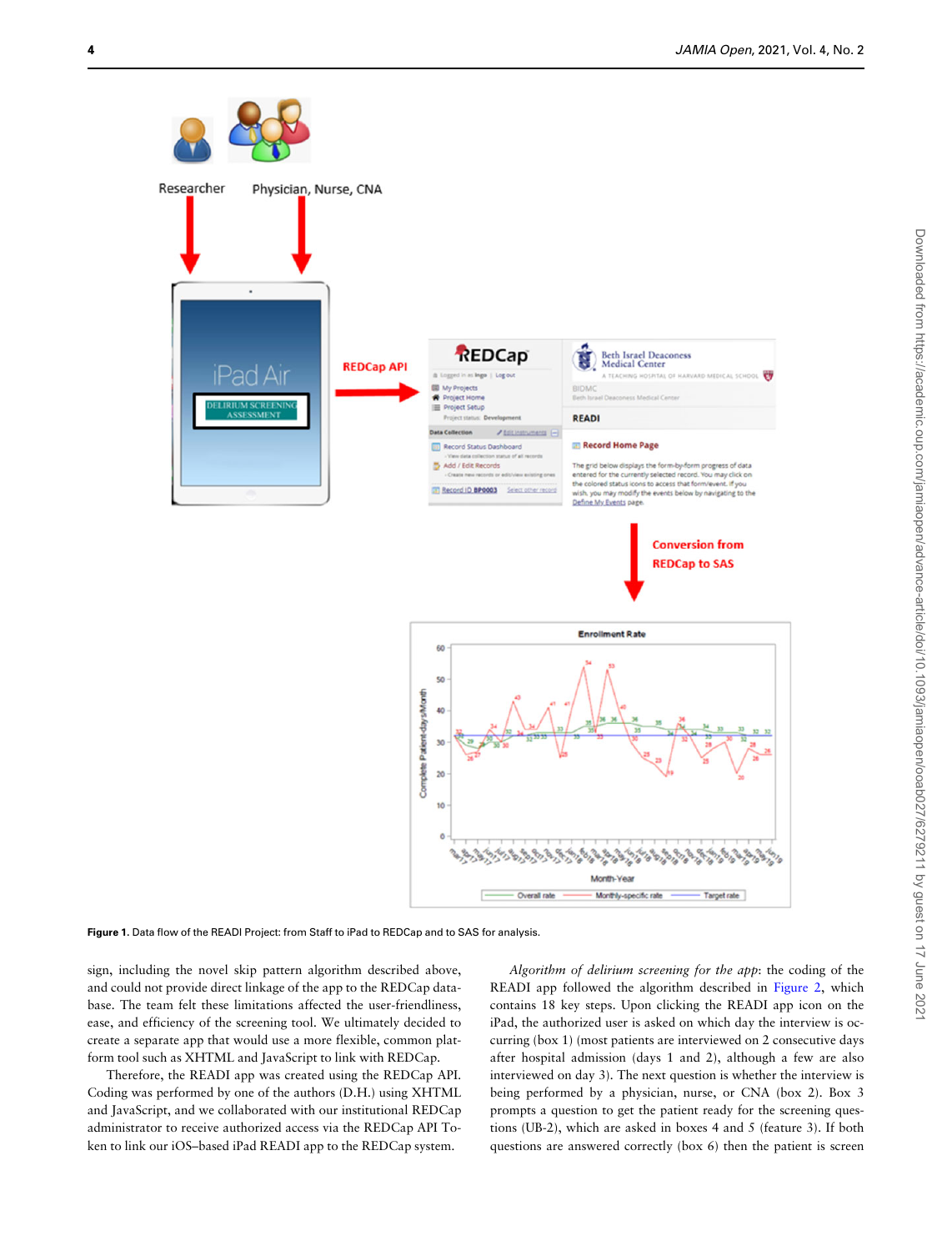Figure 1. Data flow of the READI Project: from Staff to iPad to REDCap and to SAS for analysis.

sign, including the novel skip pattern algorithm described above, and could not provide direct linkage of the app to the REDCap database. The team felt these limitations affected the user-friendliness, ease, and efficiency of the screening tool. We ultimately decided to create a separate app that would use a more flexible, common platform tool such as XHTML and JavaScript to link with REDCap.

Therefore, the READI app was created using the REDCap API. Coding was performed by one of the authors (D.H.) using XHTML and JavaScript, and we collaborated with our institutional REDCap administrator to receive authorized access via the REDCap API Token to link our iOS–based iPad READI app to the REDCap system.

*Algorithm of delirium screening for the app*: the coding of the READI app followed the algorithm described in Figure 2, which contains 18 key steps. Upon clicking the READI app icon on the iPad, the authorized user is asked on which day the interview is occurring (box 1) (most patients are interviewed on 2 consecutive days after hospital admission (days 1 and 2), although a few are also interviewed on day 3). The next question is whether the interview is being performed by a physician, nurse, or CNA (box 2). Box 3 prompts a question to get the patient ready for the screening questions (UB-2), which are asked in boxes 4 and 5 (feature 3). If both questions are answered correctly (box 6) then the patient is screen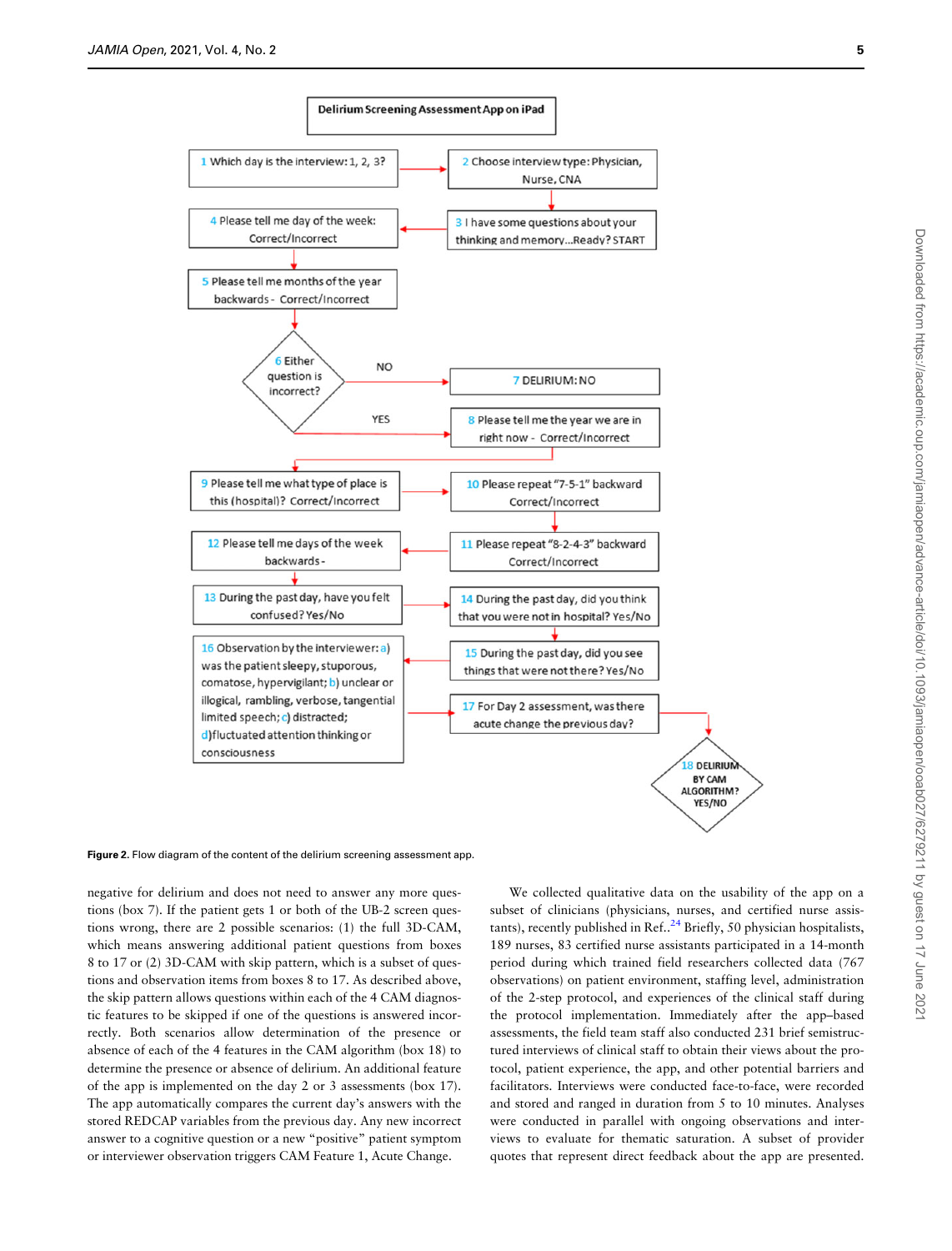Delirium Screening Assessment App on iPad

1 Which day is the interview: 1, 2, 3?

2 Choose interview type: Physician, Nurse, CNA

3 I have some questions about your thinking and memory...Ready? START

4 Please tell me day of the week: Correct/Incorrect

5 Please tell me months of the year backwards - Correct/Incorrect

6 Either question is incorrect?

NO

7 DELIRIUM: NO

YES

8 Please tell me the year we are in right now - Correct/Incorrect

9 Please tell me what type of place is this (hospital)? Correct/Incorrect

10 Please repeat "7-5-1" backward Correct/Incorrect

11 Please repeat "8-2-4-3" backward Correct/Incorrect

12 Please tell me days of the week backwards -

13 During the past day, have you felt confused? Yes/No

14 During the past day, did you think that you were not in hospital? Yes/No

15 During the past day, did you see things that were not there? Yes/No

16 Observation by the interviewer: a) was the patient sleepy, stuporous, comatose, hypervigilant; b) unclear or illogical, rambling, verbose, tangential limited speech; c) distracted; d) fluctuated attention thinking or consciousness

17 For Day 2 assessment, was there acute change the previous day?

18 DELIRIUM BY CAM ALGORITHM? YES/NO

**Figure 2.** Flow diagram of the content of the delirium screening assessment app.

negative for delirium and does not need to answer any more questions (box 7). If the patient gets 1 or both of the UB-2 screen questions wrong, there are 2 possible scenarios: (1) the full 3D-CAM, which means answering additional patient questions from boxes 8 to 17 or (2) 3D-CAM with skip pattern, which is a subset of questions and observation items from boxes 8 to 17. As described above, the skip pattern allows questions within each of the 4 CAM diagnostic features to be skipped if one of the questions is answered incorrectly. Both scenarios allow determination of the presence or absence of each of the 4 features in the CAM algorithm (box 18) to determine the presence or absence of delirium. An additional feature of the app is implemented on the day 2 or 3 assessments (box 17). The app automatically compares the current day's answers with the stored REDCAP variables from the previous day. Any new incorrect answer to a cognitive question or a new "positive" patient symptom or interviewer observation triggers CAM Feature 1, Acute Change.

We collected qualitative data on the usability of the app on a subset of clinicians (physicians, nurses, and certified nurse assistants), recently published in Ref..[24] Briefly, 50 physician hospitalists, 189 nurses, 83 certified nurse assistants participated in a 14-month period during which trained field researchers collected data (767 observations) on patient environment, staffing level, administration of the 2-step protocol, and experiences of the clinical staff during the protocol implementation. Immediately after the app–based assessments, the field team staff also conducted 231 brief semistructured interviews of clinical staff to obtain their views about the protocol, patient experience, the app, and other potential barriers and facilitators. Interviews were conducted face-to-face, were recorded and stored and ranged in duration from 5 to 10 minutes. Analyses were conducted in parallel with ongoing observations and interviews to evaluate for thematic saturation. A subset of provider quotes that represent direct feedback about the app are presented.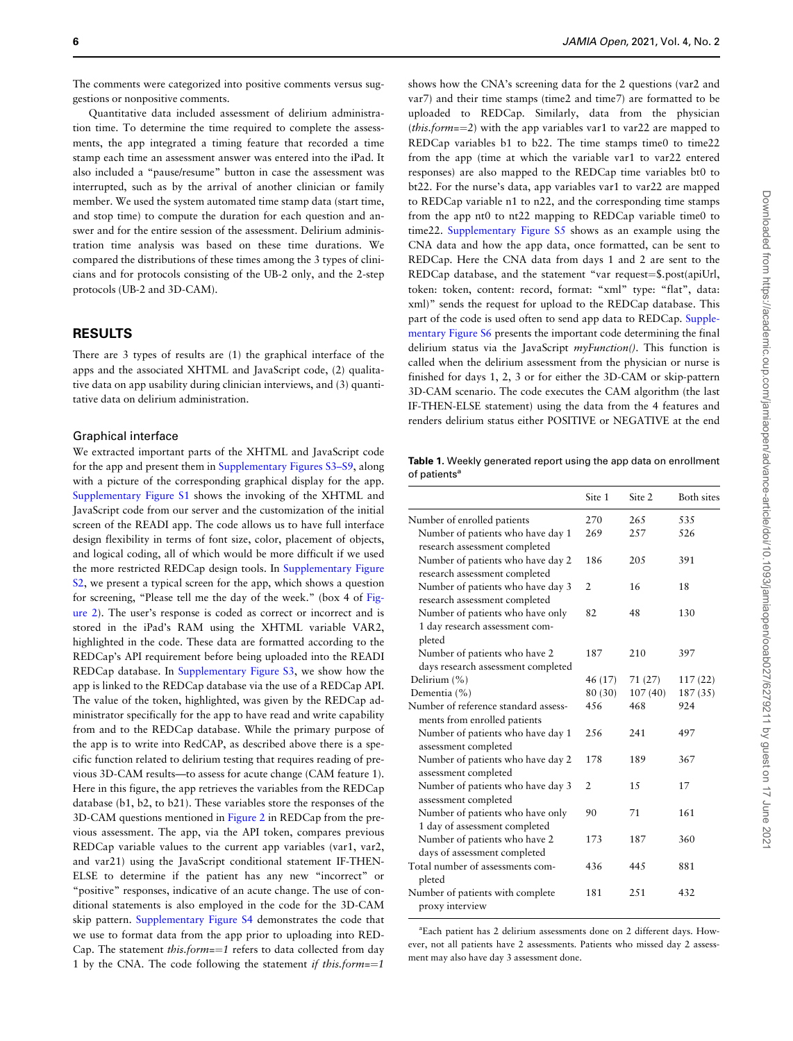The comments were categorized into positive comments versus suggestions or nonpositive comments.

Quantitative data included assessment of delirium administration time. To determine the time required to complete the assessments, the app integrated a timing feature that recorded a time stamp each time an assessment answer was entered into the iPad. It also included a "pause/resume" button in case the assessment was interrupted, such as by the arrival of another clinician or family member. We used the system automated time stamp data (start time, and stop time) to compute the duration for each question and answer and for the entire session of the assessment. Delirium administration time analysis was based on these time durations. We compared the distributions of these times among the 3 types of clinicians and for protocols consisting of the UB-2 only, and the 2-step protocols (UB-2 and 3D-CAM).

## RESULTS

There are 3 types of results are (1) the graphical interface of the apps and the associated XHTML and JavaScript code, (2) qualitative data on app usability during clinician interviews, and (3) quantitative data on delirium administration.

### Graphical interface

We extracted important parts of the XHTML and JavaScript code for the app and present them in Supplementary Figures S3–S9, along with a picture of the corresponding graphical display for the app. Supplementary Figure S1 shows the invoking of the XHTML and JavaScript code from our server and the customization of the initial screen of the READI app. The code allows us to have full interface design flexibility in terms of font size, color, placement of objects, and logical coding, all of which would be more difficult if we used the more restricted REDCap design tools. In Supplementary Figure S2, we present a typical screen for the app, which shows a question for screening, "Please tell me the day of the week." (box 4 of Figure 2). The user's response is coded as correct or incorrect and is stored in the iPad's RAM using the XHTML variable VAR2, highlighted in the code. These data are formatted according to the REDCap's API requirement before being uploaded into the READI REDCap database. In Supplementary Figure S3, we show how the app is linked to the REDCap database via the use of a REDCap API. The value of the token, highlighted, was given by the REDCap administrator specifically for the app to have read and write capability from and to the REDCap database. While the primary purpose of the app is to write into RedCAP, as described above there is a specific function related to delirium testing that requires reading of previous 3D-CAM results—to assess for acute change (CAM feature 1). Here in this figure, the app retrieves the variables from the REDCap database (b1, b2, to b21). These variables store the responses of the 3D-CAM questions mentioned in Figure 2 in REDCap from the previous assessment. The app, via the API token, compares previous REDCap variable values to the current app variables (var1, var2, and var21) using the JavaScript conditional statement IF-THEN-ELSE to determine if the patient has any new "incorrect" or "positive" responses, indicative of an acute change. The use of conditional statements is also employed in the code for the 3D-CAM skip pattern. Supplementary Figure S4 demonstrates the code that we use to format data from the app prior to uploading into REDCap. The statement *this.form==1* refers to data collected from day 1 by the CNA. The code following the statement *if this.form==1* shows how the CNA's screening data for the 2 questions (var2 and var7) and their time stamps (time2 and time7) are formatted to be uploaded to REDCap. Similarly, data from the physician (*this.form==2*) with the app variables var1 to var22 are mapped to REDCap variables b1 to b22. The time stamps time0 to time22 from the app (time at which the variable var1 to var22 entered responses) are also mapped to the REDCap time variables bt0 to bt22. For the nurse's data, app variables var1 to var22 are mapped to REDCap variable n1 to n22, and the corresponding time stamps from the app nt0 to nt22 mapping to REDCap variable time0 to time22. Supplementary Figure S5 shows as an example using the CNA data and how the app data, once formatted, can be sent to REDCap. Here the CNA data from days 1 and 2 are sent to the REDCap database, and the statement "var request=$.post(apiUrl, token: token, content: record, format: "xml" type: "flat", data: xml)" sends the request for upload to the REDCap database. This part of the code is used often to send app data to REDCap. Supplementary Figure S6 presents the important code determining the final delirium status via the JavaScript *myFunction()*. This function is called when the delirium assessment from the physician or nurse is finished for days 1, 2, 3 or for either the 3D-CAM or skip-pattern 3D-CAM scenario. The code executes the CAM algorithm (the last IF-THEN-ELSE statement) using the data from the 4 features and renders delirium status either POSITIVE or NEGATIVE at the end

**Table 1.** Weekly generated report using the app data on enrollment of patients[a]

| | Site 1 | Site 2 | Both sites |
|---|---|---|---|
| Number of enrolled patients | 270 | 265 | 535 |
| Number of patients who have day 1 research assessment completed | 269 | 257 | 526 |
| Number of patients who have day 2 research assessment completed | 186 | 205 | 391 |
| Number of patients who have day 3 research assessment completed | 2 | 16 | 18 |
| Number of patients who have only 1 day research assessment completed | 82 | 48 | 130 |
| Number of patients who have 2 days research assessment completed | 187 | 210 | 397 |
| Delirium (%) | 46 (17) | 71 (27) | 117 (22) |
| Dementia (%) | 80 (30) | 107 (40) | 187 (35) |
| Number of reference standard assessments from enrolled patients | 456 | 468 | 924 |
| Number of patients who have day 1 assessment completed | 256 | 241 | 497 |
| Number of patients who have day 2 assessment completed | 178 | 189 | 367 |
| Number of patients who have day 3 assessment completed | 2 | 15 | 17 |
| Number of patients who have only 1 day of assessment completed | 90 | 71 | 161 |
| Number of patients who have 2 days of assessment completed | 173 | 187 | 360 |
| Total number of assessments completed | 436 | 445 | 881 |
| Number of patients with complete proxy interview | 181 | 251 | 432 |

[a]Each patient has 2 delirium assessments done on 2 different days. However, not all patients have 2 assessments. Patients who missed day 2 assessment may also have day 3 assessment done.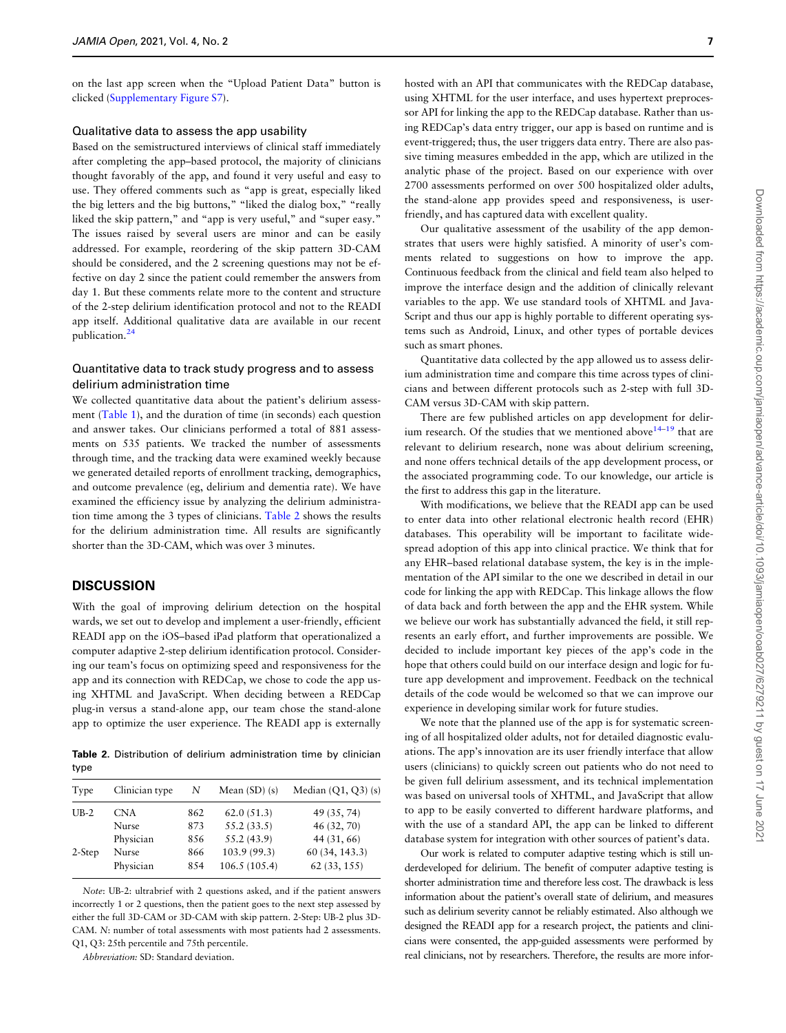on the last app screen when the "Upload Patient Data" button is clicked (Supplementary Figure S7).

### Qualitative data to assess the app usability

Based on the semistructured interviews of clinical staff immediately after completing the app–based protocol, the majority of clinicians thought favorably of the app, and found it very useful and easy to use. They offered comments such as "app is great, especially liked the big letters and the big buttons," "liked the dialog box," "really liked the skip pattern," and "app is very useful," and "super easy." The issues raised by several users are minor and can be easily addressed. For example, reordering of the skip pattern 3D-CAM should be considered, and the 2 screening questions may not be effective on day 2 since the patient could remember the answers from day 1. But these comments relate more to the content and structure of the 2-step delirium identification protocol and not to the READI app itself. Additional qualitative data are available in our recent publication.[24]

### Quantitative data to track study progress and to assess delirium administration time

We collected quantitative data about the patient's delirium assessment (Table 1), and the duration of time (in seconds) each question and answer takes. Our clinicians performed a total of 881 assessments on 535 patients. We tracked the number of assessments through time, and the tracking data were examined weekly because we generated detailed reports of enrollment tracking, demographics, and outcome prevalence (eg, delirium and dementia rate). We have examined the efficiency issue by analyzing the delirium administration time among the 3 types of clinicians. Table 2 shows the results for the delirium administration time. All results are significantly shorter than the 3D-CAM, which was over 3 minutes.

## DISCUSSION

With the goal of improving delirium detection on the hospital wards, we set out to develop and implement a user-friendly, efficient READI app on the iOS–based iPad platform that operationalized a computer adaptive 2-step delirium identification protocol. Considering our team's focus on optimizing speed and responsiveness for the app and its connection with REDCap, we chose to code the app using XHTML and JavaScript. When deciding between a REDCap plug-in versus a stand-alone app, our team chose the stand-alone app to optimize the user experience. The READI app is externally hosted with an API that communicates with the REDCap database, using XHTML for the user interface, and uses hypertext preprocessor API for linking the app to the REDCap database. Rather than using REDCap's data entry trigger, our app is based on runtime and is event-triggered; thus, the user triggers data entry. There are also passive timing measures embedded in the app, which are utilized in the analytic phase of the project. Based on our experience with over 2700 assessments performed on over 500 hospitalized older adults, the stand-alone app provides speed and responsiveness, is user-friendly, and has captured data with excellent quality.

**Table 2.** Distribution of delirium administration time by clinician type

| Type | Clinician type | N | Mean (SD) (s) | Median (Q1, Q3) (s) |
|---|---|---|---|---|
| UB-2 | CNA | 862 | 62.0 (51.3) | 49 (35, 74) |
| | Nurse | 873 | 55.2 (33.5) | 46 (32, 70) |
| | Physician | 856 | 55.2 (43.9) | 44 (31, 66) |
| 2-Step | Nurse | 866 | 103.9 (99.3) | 60 (34, 143.3) |
| | Physician | 854 | 106.5 (105.4) | 62 (33, 155) |

*Note*: UB-2: ultrabrief with 2 questions asked, and if the patient answers incorrectly 1 or 2 questions, then the patient goes to the next step assessed by either the full 3D-CAM or 3D-CAM with skip pattern. 2-Step: UB-2 plus 3D-CAM. N: number of total assessments with most patients had 2 assessments. Q1, Q3: 25th percentile and 75th percentile.

*Abbreviation:* SD: Standard deviation.

Our qualitative assessment of the usability of the app demonstrates that users were highly satisfied. A minority of user's comments related to suggestions on how to improve the app. Continuous feedback from the clinical and field team also helped to improve the interface design and the addition of clinically relevant variables to the app. We use standard tools of XHTML and JavaScript and thus our app is highly portable to different operating systems such as Android, Linux, and other types of portable devices such as smart phones.

Quantitative data collected by the app allowed us to assess delirium administration time and compare this time across types of clinicians and between different protocols such as 2-step with full 3D-CAM versus 3D-CAM with skip pattern.

There are few published articles on app development for delirium research. Of the studies that we mentioned above[14–19] that are relevant to delirium research, none was about delirium screening, and none offers technical details of the app development process, or the associated programming code. To our knowledge, our article is the first to address this gap in the literature.

With modifications, we believe that the READI app can be used to enter data into other relational electronic health record (EHR) databases. This operability will be important to facilitate widespread adoption of this app into clinical practice. We think that for any EHR–based relational database system, the key is in the implementation of the API similar to the one we described in detail in our code for linking the app with REDCap. This linkage allows the flow of data back and forth between the app and the EHR system. While we believe our work has substantially advanced the field, it still represents an early effort, and further improvements are possible. We decided to include important key pieces of the app's code in the hope that others could build on our interface design and logic for future app development and improvement. Feedback on the technical details of the code would be welcomed so that we can improve our experience in developing similar work for future studies.

We note that the planned use of the app is for systematic screening of all hospitalized older adults, not for detailed diagnostic evaluations. The app's innovation are its user friendly interface that allow users (clinicians) to quickly screen out patients who do not need to be given full delirium assessment, and its technical implementation was based on universal tools of XHTML, and JavaScript that allow to app to be easily converted to different hardware platforms, and with the use of a standard API, the app can be linked to different database system for integration with other sources of patient's data.

Our work is related to computer adaptive testing which is still underdeveloped for delirium. The benefit of computer adaptive testing is shorter administration time and therefore less cost. The drawback is less information about the patient's overall state of delirium, and measures such as delirium severity cannot be reliably estimated. Also although we designed the READI app for a research project, the patients and clinicians were consented, the app-guided assessments were performed by real clinicians, not by researchers. Therefore, the results are more infor-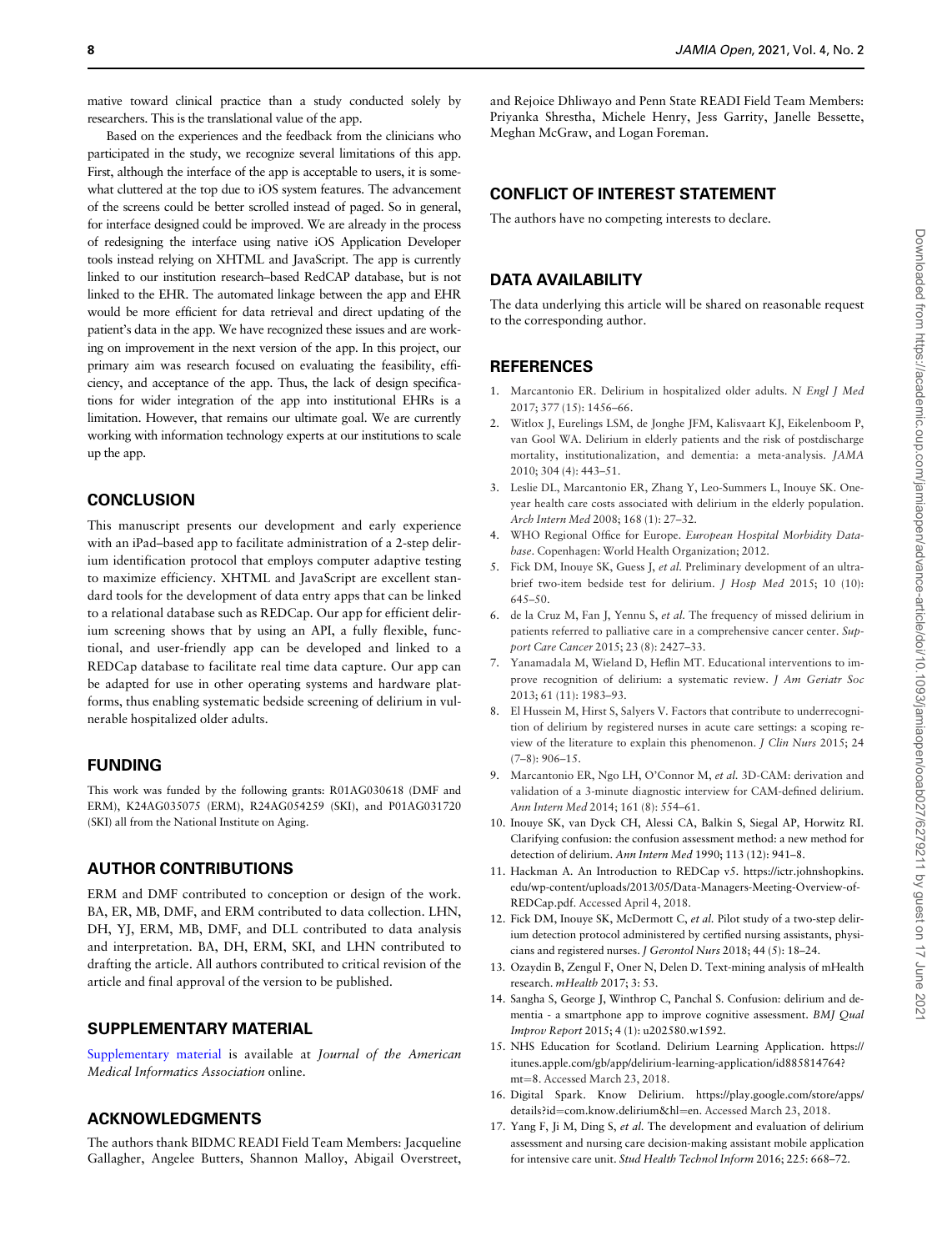mative toward clinical practice than a study conducted solely by researchers. This is the translational value of the app.

Based on the experiences and the feedback from the clinicians who participated in the study, we recognize several limitations of this app. First, although the interface of the app is acceptable to users, it is somewhat cluttered at the top due to iOS system features. The advancement of the screens could be better scrolled instead of paged. So in general, for interface designed could be improved. We are already in the process of redesigning the interface using native iOS Application Developer tools instead relying on XHTML and JavaScript. The app is currently linked to our institution research–based RedCAP database, but is not linked to the EHR. The automated linkage between the app and EHR would be more efficient for data retrieval and direct updating of the patient's data in the app. We have recognized these issues and are working on improvement in the next version of the app. In this project, our primary aim was research focused on evaluating the feasibility, efficiency, and acceptance of the app. Thus, the lack of design specifications for wider integration of the app into institutional EHRs is a limitation. However, that remains our ultimate goal. We are currently working with information technology experts at our institutions to scale up the app.

## CONCLUSION

This manuscript presents our development and early experience with an iPad–based app to facilitate administration of a 2-step delirium identification protocol that employs computer adaptive testing to maximize efficiency. XHTML and JavaScript are excellent standard tools for the development of data entry apps that can be linked to a relational database such as REDCap. Our app for efficient delirium screening shows that by using an API, a fully flexible, functional, and user-friendly app can be developed and linked to a REDCap database to facilitate real time data capture. Our app can be adapted for use in other operating systems and hardware platforms, thus enabling systematic bedside screening of delirium in vulnerable hospitalized older adults.

## FUNDING

This work was funded by the following grants: R01AG030618 (DMF and ERM), K24AG035075 (ERM), R24AG054259 (SKI), and P01AG031720 (SKI) all from the National Institute on Aging.

## AUTHOR CONTRIBUTIONS

ERM and DMF contributed to conception or design of the work. BA, ER, MB, DMF, and ERM contributed to data collection. LHN, DH, YJ, ERM, MB, DMF, and DLL contributed to data analysis and interpretation. BA, DH, ERM, SKI, and LHN contributed to drafting the article. All authors contributed to critical revision of the article and final approval of the version to be published.

## SUPPLEMENTARY MATERIAL

Supplementary material is available at *Journal of the American Medical Informatics Association* online.

## ACKNOWLEDGMENTS

The authors thank BIDMC READI Field Team Members: Jacqueline Gallagher, Angelee Butters, Shannon Malloy, Abigail Overstreet, and Rejoice Dhliwayo and Penn State READI Field Team Members: Priyanka Shrestha, Michele Henry, Jess Garrity, Janelle Bessette, Meghan McGraw, and Logan Foreman.

## CONFLICT OF INTEREST STATEMENT

The authors have no competing interests to declare.

## DATA AVAILABILITY

The data underlying this article will be shared on reasonable request to the corresponding author.

## REFERENCES

1. Marcantonio ER. Delirium in hospitalized older adults. *N Engl J Med* 2017; 377 (15): 1456–66.
2. Witlox J, Eurelings LSM, de Jonghe JFM, Kalisvaart KJ, Eikelenboom P, van Gool WA. Delirium in elderly patients and the risk of postdischarge mortality, institutionalization, and dementia: a meta-analysis. *JAMA* 2010; 304 (4): 443–51.
3. Leslie DL, Marcantonio ER, Zhang Y, Leo-Summers L, Inouye SK. One-year health care costs associated with delirium in the elderly population. *Arch Intern Med* 2008; 168 (1): 27–32.
4. WHO Regional Office for Europe. *European Hospital Morbidity Database*. Copenhagen: World Health Organization; 2012.
5. Fick DM, Inouye SK, Guess J, *et al.* Preliminary development of an ultrabrief two-item bedside test for delirium. *J Hosp Med* 2015; 10 (10): 645–50.
6. de la Cruz M, Fan J, Yennu S, *et al.* The frequency of missed delirium in patients referred to palliative care in a comprehensive cancer center. *Support Care Cancer* 2015; 23 (8): 2427–33.
7. Yanamadala M, Wieland D, Heflin MT. Educational interventions to improve recognition of delirium: a systematic review. *J Am Geriatr Soc* 2013; 61 (11): 1983–93.
8. El Hussein M, Hirst S, Salyers V. Factors that contribute to underrecognition of delirium by registered nurses in acute care settings: a scoping review of the literature to explain this phenomenon. *J Clin Nurs* 2015; 24 (7–8): 906–15.
9. Marcantonio ER, Ngo LH, O'Connor M, *et al.* 3D-CAM: derivation and validation of a 3-minute diagnostic interview for CAM-defined delirium. *Ann Intern Med* 2014; 161 (8): 554–61.
10. Inouye SK, van Dyck CH, Alessi CA, Balkin S, Siegal AP, Horwitz RI. Clarifying confusion: the confusion assessment method: a new method for detection of delirium. *Ann Intern Med* 1990; 113 (12): 941–8.
11. Hackman A. An Introduction to REDCap v5. https://ictr.johnshopkins.edu/wp-content/uploads/2013/05/Data-Managers-Meeting-Overview-of-REDCap.pdf. Accessed April 4, 2018.
12. Fick DM, Inouye SK, McDermott C, *et al.* Pilot study of a two-step delirium detection protocol administered by certified nursing assistants, physicians and registered nurses. *J Gerontol Nurs* 2018; 44 (5): 18–24.
13. Ozaydin B, Zengul F, Oner N, Delen D. Text-mining analysis of mHealth research. *mHealth* 2017; 3: 53.
14. Sangha S, George J, Winthrop C, Panchal S. Confusion: delirium and dementia - a smartphone app to improve cognitive assessment. *BMJ Qual Improv Report* 2015; 4 (1): u202580.w1592.
15. NHS Education for Scotland. Delirium Learning Application. https://itunes.apple.com/gb/app/delirium-learning-application/id885814764?mt=8. Accessed March 23, 2018.
16. Digital Spark. Know Delirium. https://play.google.com/store/apps/details?id=com.know.delirium&hl=en. Accessed March 23, 2018.
17. Yang F, Ji M, Ding S, *et al.* The development and evaluation of delirium assessment and nursing care decision-making assistant mobile application for intensive care unit. *Stud Health Technol Inform* 2016; 225: 668–72.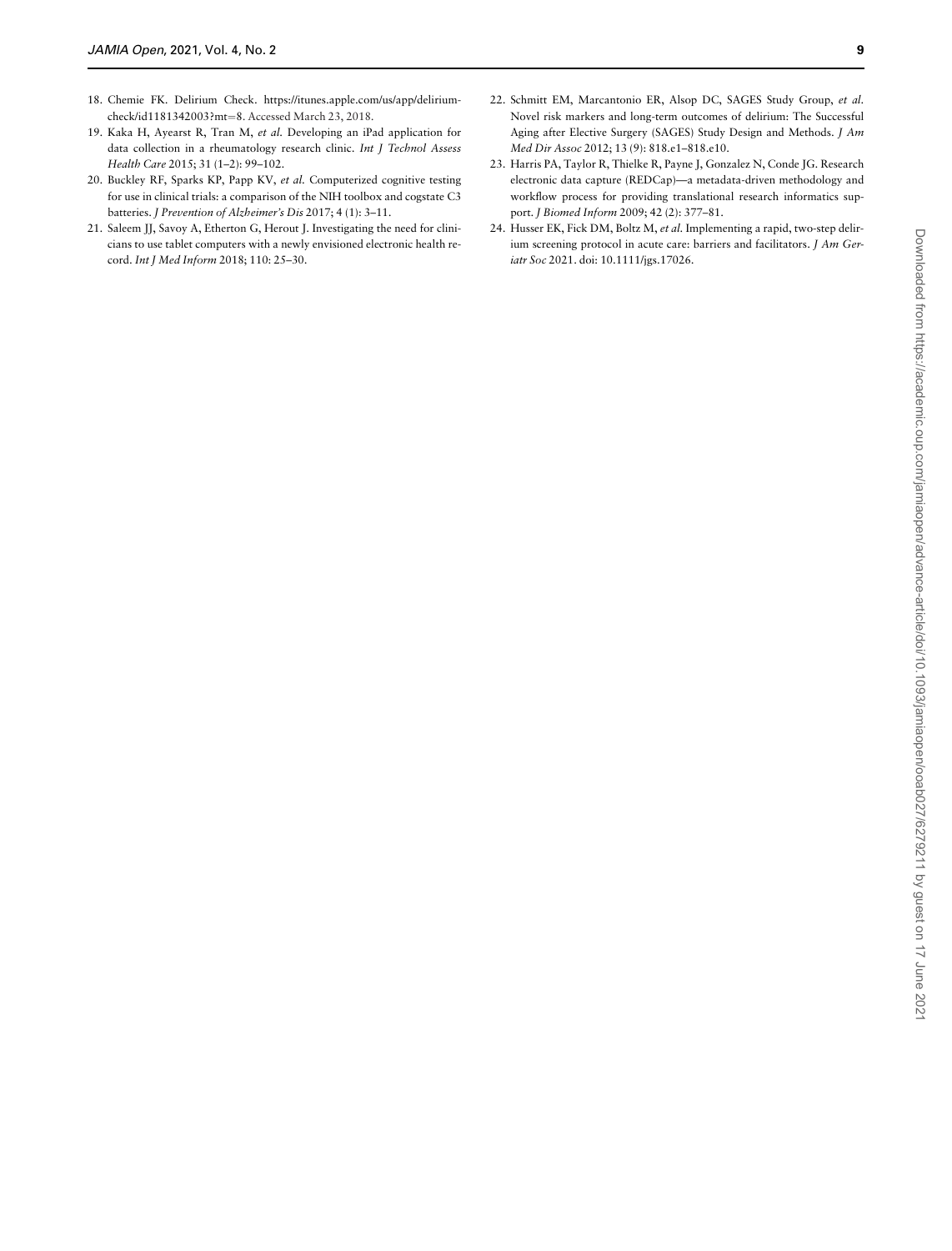18. Chemie FK. Delirium Check. https://itunes.apple.com/us/app/delirium-check/id1181342003?mt=8. Accessed March 23, 2018.
19. Kaka H, Ayearst R, Tran M, *et al.* Developing an iPad application for data collection in a rheumatology research clinic. *Int J Technol Assess Health Care* 2015; 31 (1–2): 99–102.
20. Buckley RF, Sparks KP, Papp KV, *et al.* Computerized cognitive testing for use in clinical trials: a comparison of the NIH toolbox and cogstate C3 batteries. *J Prevention of Alzheimer's Dis* 2017; 4 (1): 3–11.
21. Saleem JJ, Savoy A, Etherton G, Herout J. Investigating the need for clinicians to use tablet computers with a newly envisioned electronic health record. *Int J Med Inform* 2018; 110: 25–30.
22. Schmitt EM, Marcantonio ER, Alsop DC, SAGES Study Group, *et al.* Novel risk markers and long-term outcomes of delirium: The Successful Aging after Elective Surgery (SAGES) Study Design and Methods. *J Am Med Dir Assoc* 2012; 13 (9): 818.e1–818.e10.
23. Harris PA, Taylor R, Thielke R, Payne J, Gonzalez N, Conde JG. Research electronic data capture (REDCap)—a metadata-driven methodology and workflow process for providing translational research informatics support. *J Biomed Inform* 2009; 42 (2): 377–81.
24. Husser EK, Fick DM, Boltz M, *et al.* Implementing a rapid, two-step delirium screening protocol in acute care: barriers and facilitators. *J Am Geriatr Soc* 2021. doi: 10.1111/jgs.17026.